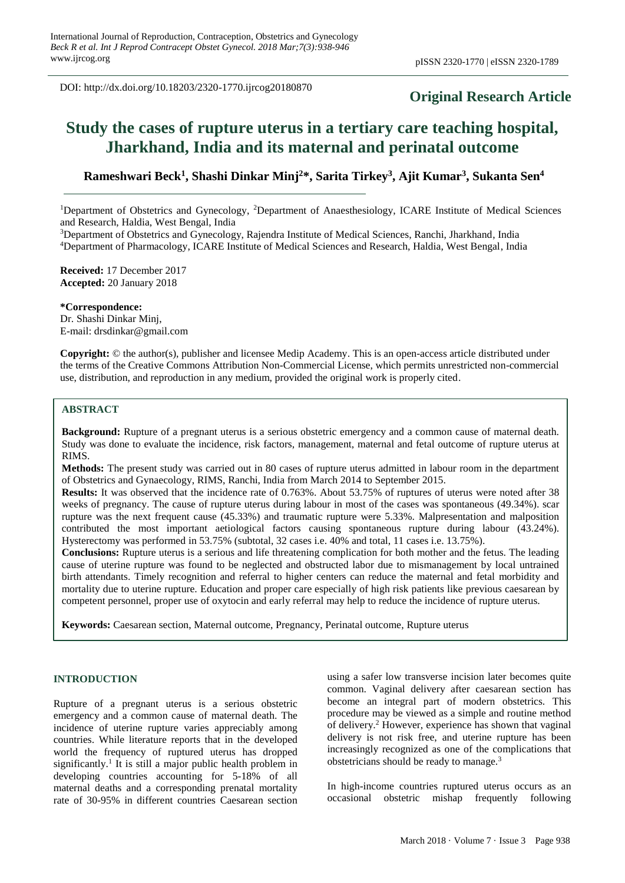DOI: http://dx.doi.org/10.18203/2320-1770.ijrcog20180870

**Original Research Article**

# Study the cases of rupture uterus in a tertiary care teaching hospital, Jharkhand, India and its maternal and perinatal outcome

**Rameshwari Beck[1], Shashi Dinkar Minj[2]*, Sarita Tirkey[3], Ajit Kumar[3], Sukanta Sen[4]**

[1]Department of Obstetrics and Gynecology, [2]Department of Anaesthesiology, ICARE Institute of Medical Sciences and Research, Haldia, West Bengal, India

[3]Department of Obstetrics and Gynecology, Rajendra Institute of Medical Sciences, Ranchi, Jharkhand, India

[4]Department of Pharmacology, ICARE Institute of Medical Sciences and Research, Haldia, West Bengal, India

**Received:** 17 December 2017
**Accepted:** 20 January 2018

**\*Correspondence:**
Dr. Shashi Dinkar Minj,
E-mail: drsdinkar@gmail.com

**Copyright:** © the author(s), publisher and licensee Medip Academy. This is an open-access article distributed under the terms of the Creative Commons Attribution Non-Commercial License, which permits unrestricted non-commercial use, distribution, and reproduction in any medium, provided the original work is properly cited.

## ABSTRACT

**Background:** Rupture of a pregnant uterus is a serious obstetric emergency and a common cause of maternal death. Study was done to evaluate the incidence, risk factors, management, maternal and fetal outcome of rupture uterus at RIMS.

**Methods:** The present study was carried out in 80 cases of rupture uterus admitted in labour room in the department of Obstetrics and Gynaecology, RIMS, Ranchi, India from March 2014 to September 2015.

**Results:** It was observed that the incidence rate of 0.763%. About 53.75% of ruptures of uterus were noted after 38 weeks of pregnancy. The cause of rupture uterus during labour in most of the cases was spontaneous (49.34%). scar rupture was the next frequent cause (45.33%) and traumatic rupture were 5.33%. Malpresentation and malposition contributed the most important aetiological factors causing spontaneous rupture during labour (43.24%). Hysterectomy was performed in 53.75% (subtotal, 32 cases i.e. 40% and total, 11 cases i.e. 13.75%).

**Conclusions:** Rupture uterus is a serious and life threatening complication for both mother and the fetus. The leading cause of uterine rupture was found to be neglected and obstructed labor due to mismanagement by local untrained birth attendants. Timely recognition and referral to higher centers can reduce the maternal and fetal morbidity and mortality due to uterine rupture. Education and proper care especially of high risk patients like previous caesarean by competent personnel, proper use of oxytocin and early referral may help to reduce the incidence of rupture uterus.

**Keywords:** Caesarean section, Maternal outcome, Pregnancy, Perinatal outcome, Rupture uterus

## INTRODUCTION

Rupture of a pregnant uterus is a serious obstetric emergency and a common cause of maternal death. The incidence of uterine rupture varies appreciably among countries. While literature reports that in the developed world the frequency of ruptured uterus has dropped significantly.[1] It is still a major public health problem in developing countries accounting for 5-18% of all maternal deaths and a corresponding prenatal mortality rate of 30-95% in different countries Caesarean section using a safer low transverse incision later becomes quite common. Vaginal delivery after caesarean section has become an integral part of modern obstetrics. This procedure may be viewed as a simple and routine method of delivery.[2] However, experience has shown that vaginal delivery is not risk free, and uterine rupture has been increasingly recognized as one of the complications that obstetricians should be ready to manage.[3]

In high-income countries ruptured uterus occurs as an occasional obstetric mishap frequently following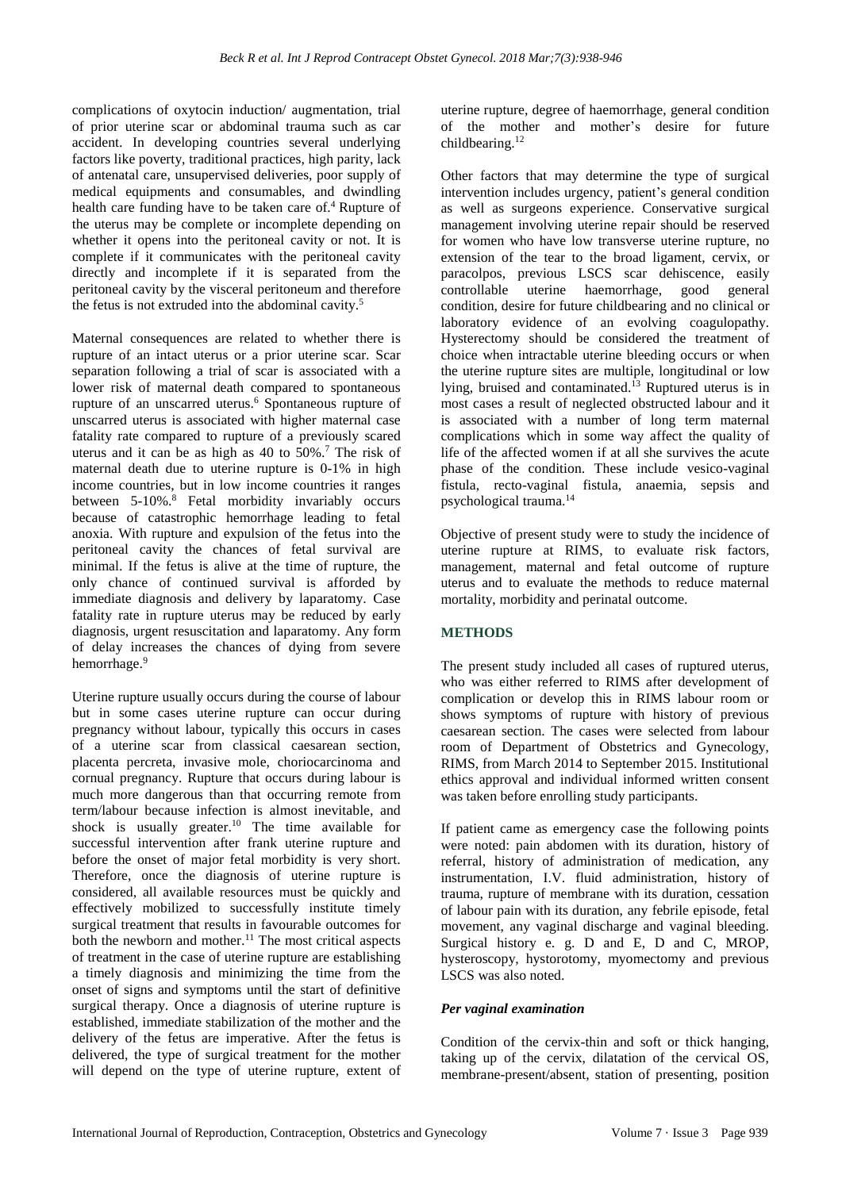complications of oxytocin induction/ augmentation, trial of prior uterine scar or abdominal trauma such as car accident. In developing countries several underlying factors like poverty, traditional practices, high parity, lack of antenatal care, unsupervised deliveries, poor supply of medical equipments and consumables, and dwindling health care funding have to be taken care of.[4] Rupture of the uterus may be complete or incomplete depending on whether it opens into the peritoneal cavity or not. It is complete if it communicates with the peritoneal cavity directly and incomplete if it is separated from the peritoneal cavity by the visceral peritoneum and therefore the fetus is not extruded into the abdominal cavity.[5]

Maternal consequences are related to whether there is rupture of an intact uterus or a prior uterine scar. Scar separation following a trial of scar is associated with a lower risk of maternal death compared to spontaneous rupture of an unscarred uterus.[6] Spontaneous rupture of unscarred uterus is associated with higher maternal case fatality rate compared to rupture of a previously scared uterus and it can be as high as 40 to 50%.[7] The risk of maternal death due to uterine rupture is 0-1% in high income countries, but in low income countries it ranges between 5-10%.[8] Fetal morbidity invariably occurs because of catastrophic hemorrhage leading to fetal anoxia. With rupture and expulsion of the fetus into the peritoneal cavity the chances of fetal survival are minimal. If the fetus is alive at the time of rupture, the only chance of continued survival is afforded by immediate diagnosis and delivery by laparatomy. Case fatality rate in rupture uterus may be reduced by early diagnosis, urgent resuscitation and laparatomy. Any form of delay increases the chances of dying from severe hemorrhage.[9]

Uterine rupture usually occurs during the course of labour but in some cases uterine rupture can occur during pregnancy without labour, typically this occurs in cases of a uterine scar from classical caesarean section, placenta percreta, invasive mole, choriocarcinoma and cornual pregnancy. Rupture that occurs during labour is much more dangerous than that occurring remote from term/labour because infection is almost inevitable, and shock is usually greater.[10] The time available for successful intervention after frank uterine rupture and before the onset of major fetal morbidity is very short. Therefore, once the diagnosis of uterine rupture is considered, all available resources must be quickly and effectively mobilized to successfully institute timely surgical treatment that results in favourable outcomes for both the newborn and mother.[11] The most critical aspects of treatment in the case of uterine rupture are establishing a timely diagnosis and minimizing the time from the onset of signs and symptoms until the start of definitive surgical therapy. Once a diagnosis of uterine rupture is established, immediate stabilization of the mother and the delivery of the fetus are imperative. After the fetus is delivered, the type of surgical treatment for the mother will depend on the type of uterine rupture, extent of uterine rupture, degree of haemorrhage, general condition of the mother and mother's desire for future childbearing.[12]

Other factors that may determine the type of surgical intervention includes urgency, patient's general condition as well as surgeons experience. Conservative surgical management involving uterine repair should be reserved for women who have low transverse uterine rupture, no extension of the tear to the broad ligament, cervix, or paracolpos, previous LSCS scar dehiscence, easily controllable uterine haemorrhage, good general condition, desire for future childbearing and no clinical or laboratory evidence of an evolving coagulopathy. Hysterectomy should be considered the treatment of choice when intractable uterine bleeding occurs or when the uterine rupture sites are multiple, longitudinal or low lying, bruised and contaminated.[13] Ruptured uterus is in most cases a result of neglected obstructed labour and it is associated with a number of long term maternal complications which in some way affect the quality of life of the affected women if at all she survives the acute phase of the condition. These include vesico-vaginal fistula, recto-vaginal fistula, anaemia, sepsis and psychological trauma.[14]

Objective of present study were to study the incidence of uterine rupture at RIMS, to evaluate risk factors, management, maternal and fetal outcome of rupture uterus and to evaluate the methods to reduce maternal mortality, morbidity and perinatal outcome.

## METHODS

The present study included all cases of ruptured uterus, who was either referred to RIMS after development of complication or develop this in RIMS labour room or shows symptoms of rupture with history of previous caesarean section. The cases were selected from labour room of Department of Obstetrics and Gynecology, RIMS, from March 2014 to September 2015. Institutional ethics approval and individual informed written consent was taken before enrolling study participants.

If patient came as emergency case the following points were noted: pain abdomen with its duration, history of referral, history of administration of medication, any instrumentation, I.V. fluid administration, history of trauma, rupture of membrane with its duration, cessation of labour pain with its duration, any febrile episode, fetal movement, any vaginal discharge and vaginal bleeding. Surgical history e. g. D and E, D and C, MROP, hysteroscopy, hystorotomy, myomectomy and previous LSCS was also noted.

### *Per vaginal examination*

Condition of the cervix-thin and soft or thick hanging, taking up of the cervix, dilatation of the cervical OS, membrane-present/absent, station of presenting, position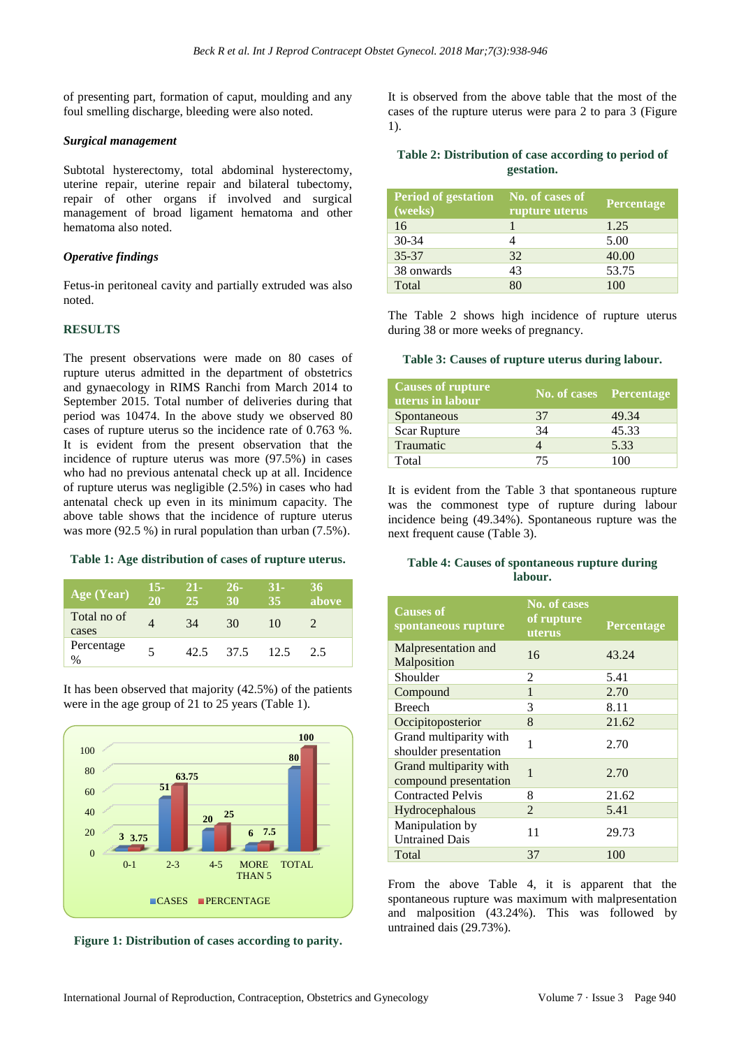of presenting part, formation of caput, moulding and any foul smelling discharge, bleeding were also noted.

### *Surgical management*

Subtotal hysterectomy, total abdominal hysterectomy, uterine repair, uterine repair and bilateral tubectomy, repair of other organs if involved and surgical management of broad ligament hematoma and other hematoma also noted.

### *Operative findings*

Fetus-in peritoneal cavity and partially extruded was also noted.

## RESULTS

The present observations were made on 80 cases of rupture uterus admitted in the department of obstetrics and gynaecology in RIMS Ranchi from March 2014 to September 2015. Total number of deliveries during that period was 10474. In the above study we observed 80 cases of rupture uterus so the incidence rate of 0.763 %. It is evident from the present observation that the incidence of rupture uterus was more (97.5%) in cases who had no previous antenatal check up at all. Incidence of rupture uterus was negligible (2.5%) in cases who had antenatal check up even in its minimum capacity. The above table shows that the incidence of rupture uterus was more (92.5 %) in rural population than urban (7.5%).

**Table 1: Age distribution of cases of rupture uterus.**

| Age (Year) | 15-20 | 21-25 | 26-30 | 31-35 | 36 above |
|---|---|---|---|---|---|
| Total no of cases | 4 | 34 | 30 | 10 | 2 |
| Percentage % | 5 | 42.5 | 37.5 | 12.5 | 2.5 |

It has been observed that majority (42.5%) of the patients were in the age group of 21 to 25 years (Table 1).

| Parity | CASES | PERCENTAGE |
|---|---|---|
| 0-1 | 3 | 3.75 |
| 2-3 | 51 | 63.75 |
| 4-5 | 20 | 25 |
| MORE THAN 5 | 6 | 7.5 |
| TOTAL | 80 | 100 |

**Figure 1: Distribution of cases according to parity.**

It is observed from the above table that the most of the cases of the rupture uterus were para 2 to para 3 (Figure 1).

**Table 2: Distribution of case according to period of gestation.**

| Period of gestation (weeks) | No. of cases of rupture uterus | Percentage |
|---|---|---|
| 16 | 1 | 1.25 |
| 30-34 | 4 | 5.00 |
| 35-37 | 32 | 40.00 |
| 38 onwards | 43 | 53.75 |
| Total | 80 | 100 |

The Table 2 shows high incidence of rupture uterus during 38 or more weeks of pregnancy.

**Table 3: Causes of rupture uterus during labour.**

| Causes of rupture uterus in labour | No. of cases | Percentage |
|---|---|---|
| Spontaneous | 37 | 49.34 |
| Scar Rupture | 34 | 45.33 |
| Traumatic | 4 | 5.33 |
| Total | 75 | 100 |

It is evident from the Table 3 that spontaneous rupture was the commonest type of rupture during labour incidence being (49.34%). Spontaneous rupture was the next frequent cause (Table 3).

**Table 4: Causes of spontaneous rupture during labour.**

| Causes of spontaneous rupture | No. of cases of rupture uterus | Percentage |
|---|---|---|
| Malpresentation and Malposition | 16 | 43.24 |
| Shoulder | 2 | 5.41 |
| Compound | 1 | 2.70 |
| Breech | 3 | 8.11 |
| Occipitoposterior | 8 | 21.62 |
| Grand multiparity with shoulder presentation | 1 | 2.70 |
| Grand multiparity with compound presentation | 1 | 2.70 |
| Contracted Pelvis | 8 | 21.62 |
| Hydrocephalous | 2 | 5.41 |
| Manipulation by Untrained Dais | 11 | 29.73 |
| Total | 37 | 100 |

From the above Table 4, it is apparent that the spontaneous rupture was maximum with malpresentation and malposition (43.24%). This was followed by untrained dais (29.73%).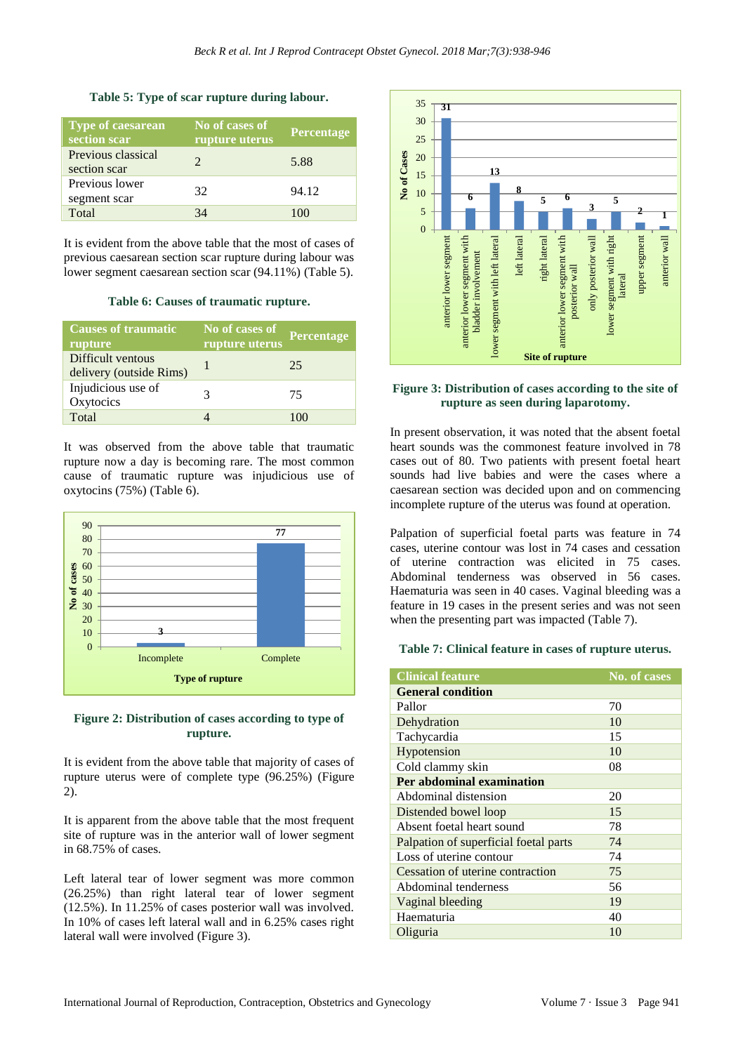**Table 5: Type of scar rupture during labour.**

| Type of caesarean section scar | No of cases of rupture uterus | Percentage |
|---|---|---|
| Previous classical section scar | 2 | 5.88 |
| Previous lower segment scar | 32 | 94.12 |
| Total | 34 | 100 |

It is evident from the above table that the most of cases of previous caesarean section scar rupture during labour was lower segment caesarean section scar (94.11%) (Table 5).

**Table 6: Causes of traumatic rupture.**

| Causes of traumatic rupture | No of cases of rupture uterus | Percentage |
|---|---|---|
| Difficult ventous delivery (outside Rims) | 1 | 25 |
| Injudicious use of Oxytocics | 3 | 75 |
| Total | 4 | 100 |

It was observed from the above table that traumatic rupture now a day is becoming rare. The most common cause of traumatic rupture was injudicious use of oxytocins (75%) (Table 6).

**Figure 2: Distribution of cases according to type of rupture.**

It is evident from the above table that majority of cases of rupture uterus were of complete type (96.25%) (Figure 2).

It is apparent from the above table that the most frequent site of rupture was in the anterior wall of lower segment in 68.75% of cases.

Left lateral tear of lower segment was more common (26.25%) than right lateral tear of lower segment (12.5%). In 11.25% of cases posterior wall was involved. In 10% of cases left lateral wall and in 6.25% cases right lateral wall were involved (Figure 3).

**Figure 3: Distribution of cases according to the site of rupture as seen during laparotomy.**

In present observation, it was noted that the absent foetal heart sounds was the commonest feature involved in 78 cases out of 80. Two patients with present foetal heart sounds had live babies and were the cases where a caesarean section was decided upon and on commencing incomplete rupture of the uterus was found at operation.

Palpation of superficial foetal parts was feature in 74 cases, uterine contour was lost in 74 cases and cessation of uterine contraction was elicited in 75 cases. Abdominal tenderness was observed in 56 cases. Haematuria was seen in 40 cases. Vaginal bleeding was a feature in 19 cases in the present series and was not seen when the presenting part was impacted (Table 7).

**Table 7: Clinical feature in cases of rupture uterus.**

| Clinical feature | No. of cases |
|---|---|
| **General condition** | |
| Pallor | 70 |
| Dehydration | 10 |
| Tachycardia | 15 |
| Hypotension | 10 |
| Cold clammy skin | 08 |
| **Per abdominal examination** | |
| Abdominal distension | 20 |
| Distended bowel loop | 15 |
| Absent foetal heart sound | 78 |
| Palpation of superficial foetal parts | 74 |
| Loss of uterine contour | 74 |
| Cessation of uterine contraction | 75 |
| Abdominal tenderness | 56 |
| Vaginal bleeding | 19 |
| Haematuria | 40 |
| Oliguria | 10 |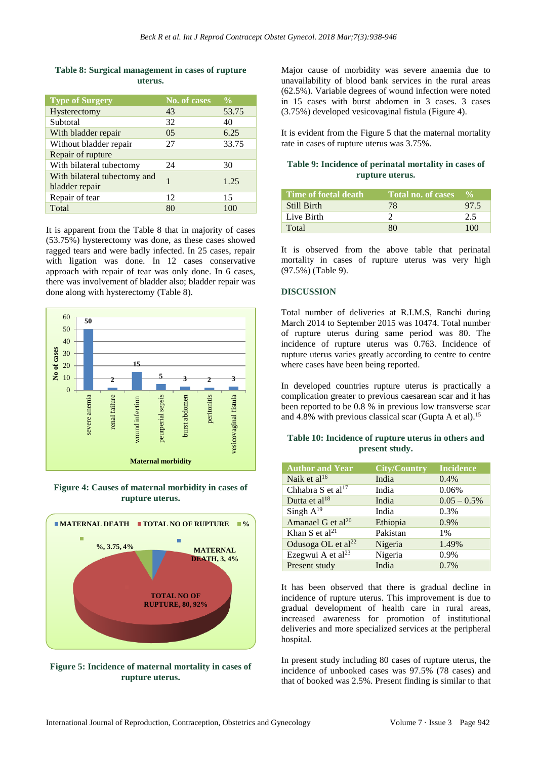**Table 8: Surgical management in cases of rupture uterus.**

| Type of Surgery | No. of cases | % |
|---|---|---|
| Hysterectomy | 43 | 53.75 |
| Subtotal | 32 | 40 |
| With bladder repair | 05 | 6.25 |
| Without bladder repair | 27 | 33.75 |
| Repair of rupture | | |
| With bilateral tubectomy | 24 | 30 |
| With bilateral tubectomy and bladder repair | 1 | 1.25 |
| Repair of tear | 12 | 15 |
| Total | 80 | 100 |

It is apparent from the Table 8 that in majority of cases (53.75%) hysterectomy was done, as these cases showed ragged tears and were badly infected. In 25 cases, repair with ligation was done. In 12 cases conservative approach with repair of tear was only done. In 6 cases, there was involvement of bladder also; bladder repair was done along with hysterectomy (Table 8).

**Figure 4: Causes of maternal morbidity in cases of rupture uterus.**

**Figure 5: Incidence of maternal mortality in cases of rupture uterus.**

Major cause of morbidity was severe anaemia due to unavailability of blood bank services in the rural areas (62.5%). Variable degrees of wound infection were noted in 15 cases with burst abdomen in 3 cases. 3 cases (3.75%) developed vesicovaginal fistula (Figure 4).

It is evident from the Figure 5 that the maternal mortality rate in cases of rupture uterus was 3.75%.

**Table 9: Incidence of perinatal mortality in cases of rupture uterus.**

| Time of foetal death | Total no. of cases | % |
|---|---|---|
| Still Birth | 78 | 97.5 |
| Live Birth | 2 | 2.5 |
| Total | 80 | 100 |

It is observed from the above table that perinatal mortality in cases of rupture uterus was very high (97.5%) (Table 9).

## DISCUSSION

Total number of deliveries at R.I.M.S, Ranchi during March 2014 to September 2015 was 10474. Total number of rupture uterus during same period was 80. The incidence of rupture uterus was 0.763. Incidence of rupture uterus varies greatly according to centre to centre where cases have been being reported.

In developed countries rupture uterus is practically a complication greater to previous caesarean scar and it has been reported to be 0.8 % in previous low transverse scar and 4.8% with previous classical scar (Gupta A et al).[15]

**Table 10: Incidence of rupture uterus in others and present study.**

| Author and Year | City/Country | Incidence |
|---|---|---|
| Naik et al[16] | India | 0.4% |
| Chhabra S et al[17] | India | 0.06% |
| Dutta et al[18] | India | 0.05 – 0.5% |
| Singh A[19] | India | 0.3% |
| Amanael G et al[20] | Ethiopia | 0.9% |
| Khan S et al[21] | Pakistan | 1% |
| Odusoga OL et al[22] | Nigeria | 1.49% |
| Ezegwui A et al[23] | Nigeria | 0.9% |
| Present study | India | 0.7% |

It has been observed that there is gradual decline in incidence of rupture uterus. This improvement is due to gradual development of health care in rural areas, increased awareness for promotion of institutional deliveries and more specialized services at the peripheral hospital.

In present study including 80 cases of rupture uterus, the incidence of unbooked cases was 97.5% (78 cases) and that of booked was 2.5%. Present finding is similar to that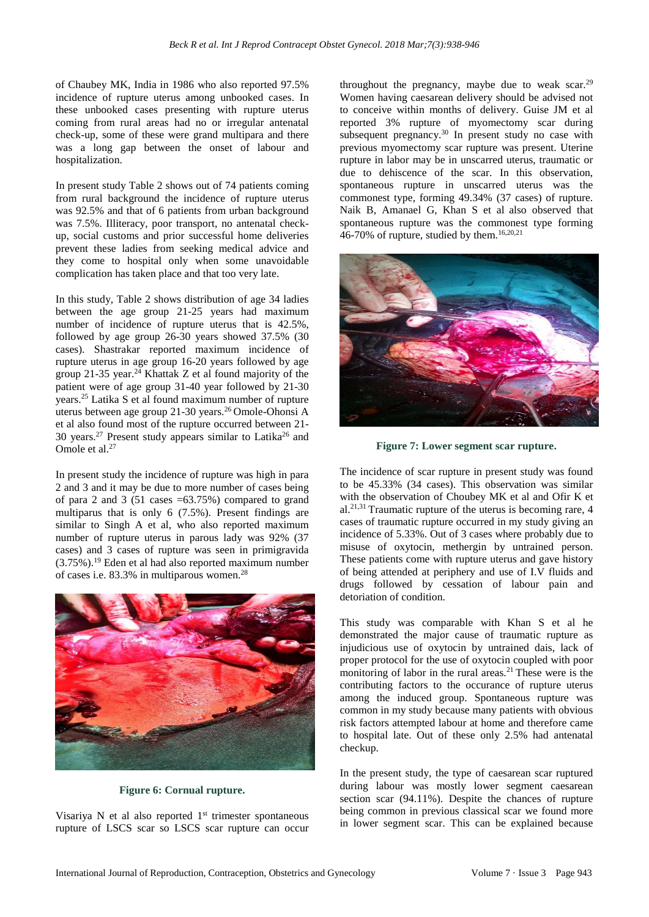of Chaubey MK, India in 1986 who also reported 97.5% incidence of rupture uterus among unbooked cases. In these unbooked cases presenting with rupture uterus coming from rural areas had no or irregular antenatal check-up, some of these were grand multipara and there was a long gap between the onset of labour and hospitalization.

In present study Table 2 shows out of 74 patients coming from rural background the incidence of rupture uterus was 92.5% and that of 6 patients from urban background was 7.5%. Illiteracy, poor transport, no antenatal check-up, social customs and prior successful home deliveries prevent these ladies from seeking medical advice and they come to hospital only when some unavoidable complication has taken place and that too very late.

In this study, Table 2 shows distribution of age 34 ladies between the age group 21-25 years had maximum number of incidence of rupture uterus that is 42.5%, followed by age group 26-30 years showed 37.5% (30 cases). Shastrakar reported maximum incidence of rupture uterus in age group 16-20 years followed by age group 21-35 year.[24] Khattak Z et al found majority of the patient were of age group 31-40 year followed by 21-30 years.[25] Latika S et al found maximum number of rupture uterus between age group 21-30 years.[26] Omole-Ohonsi A et al also found most of the rupture occurred between 21-30 years.[27] Present study appears similar to Latika[26] and Omole et al.[27]

In present study the incidence of rupture was high in para 2 and 3 and it may be due to more number of cases being of para 2 and 3 (51 cases =63.75%) compared to grand multiparus that is only 6 (7.5%). Present findings are similar to Singh A et al, who also reported maximum number of rupture uterus in parous lady was 92% (37 cases) and 3 cases of rupture was seen in primigravida (3.75%).[19] Eden et al had also reported maximum number of cases i.e. 83.3% in multiparous women.[28]

**Figure 6: Cornual rupture.**

Visariya N et al also reported 1st trimester spontaneous rupture of LSCS scar so LSCS scar rupture can occur throughout the pregnancy, maybe due to weak scar.[29] Women having caesarean delivery should be advised not to conceive within months of delivery. Guise JM et al reported 3% rupture of myomectomy scar during subsequent pregnancy.[30] In present study no case with previous myomectomy scar rupture was present. Uterine rupture in labor may be in unscarred uterus, traumatic or due to dehiscence of the scar. In this observation, spontaneous rupture in unscarred uterus was the commonest type, forming 49.34% (37 cases) of rupture. Naik B, Amanael G, Khan S et al also observed that spontaneous rupture was the commonest type forming 46-70% of rupture, studied by them.[16,20,21]

**Figure 7: Lower segment scar rupture.**

The incidence of scar rupture in present study was found to be 45.33% (34 cases). This observation was similar with the observation of Choubey MK et al and Ofir K et al.[21,31] Traumatic rupture of the uterus is becoming rare, 4 cases of traumatic rupture occurred in my study giving an incidence of 5.33%. Out of 3 cases where probably due to misuse of oxytocin, methergin by untrained person. These patients come with rupture uterus and gave history of being attended at periphery and use of I.V fluids and drugs followed by cessation of labour pain and detoriation of condition.

This study was comparable with Khan S et al he demonstrated the major cause of traumatic rupture as injudicious use of oxytocin by untrained dais, lack of proper protocol for the use of oxytocin coupled with poor monitoring of labor in the rural areas.[21] These were is the contributing factors to the occurance of rupture uterus among the induced group. Spontaneous rupture was common in my study because many patients with obvious risk factors attempted labour at home and therefore came to hospital late. Out of these only 2.5% had antenatal checkup.

In the present study, the type of caesarean scar ruptured during labour was mostly lower segment caesarean section scar (94.11%). Despite the chances of rupture being common in previous classical scar we found more in lower segment scar. This can be explained because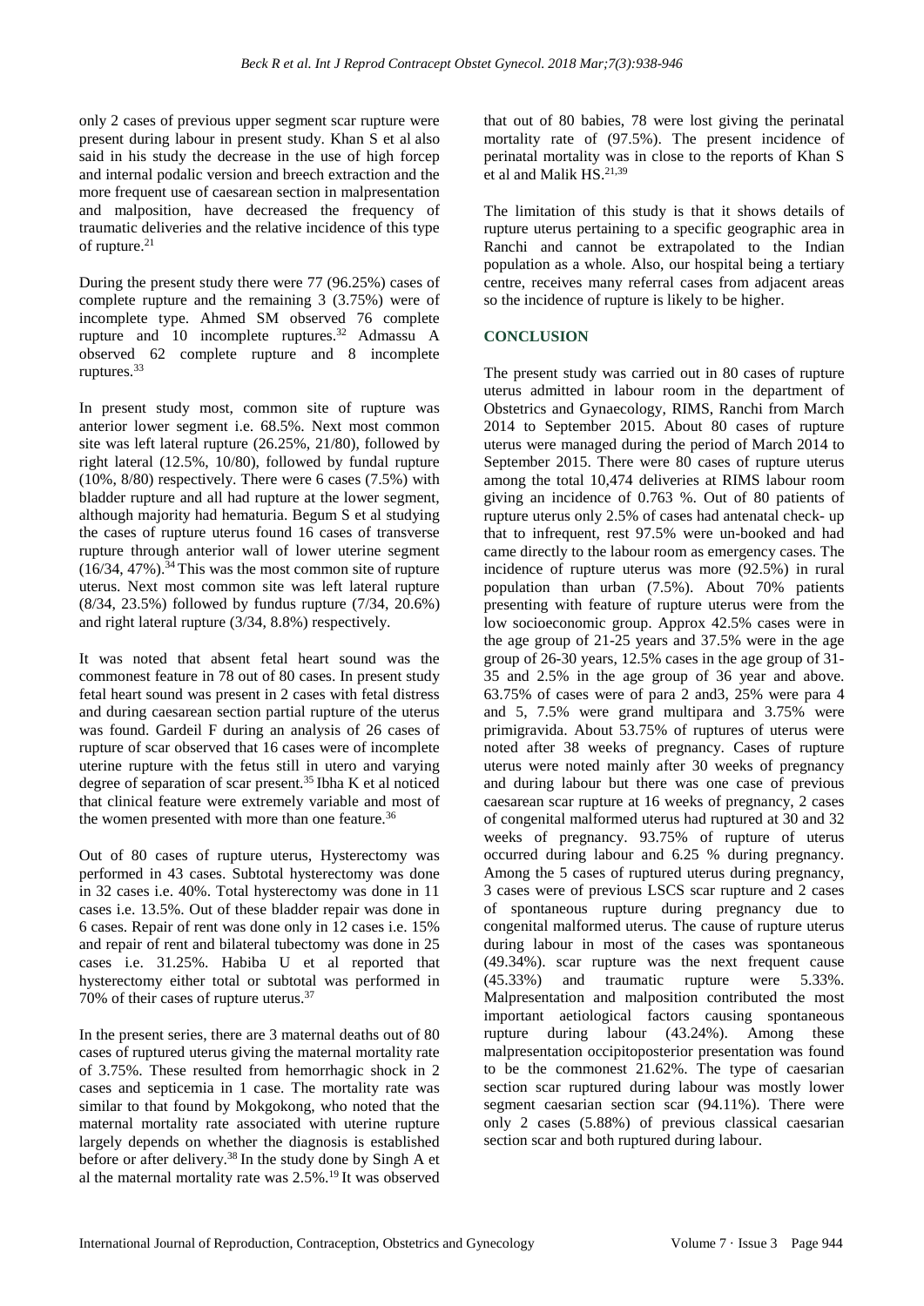only 2 cases of previous upper segment scar rupture were present during labour in present study. Khan S et al also said in his study the decrease in the use of high forcep and internal podalic version and breech extraction and the more frequent use of caesarean section in malpresentation and malposition, have decreased the frequency of traumatic deliveries and the relative incidence of this type of rupture.[21]

During the present study there were 77 (96.25%) cases of complete rupture and the remaining 3 (3.75%) were of incomplete type. Ahmed SM observed 76 complete rupture and 10 incomplete ruptures.[32] Admassu A observed 62 complete rupture and 8 incomplete ruptures.[33]

In present study most, common site of rupture was anterior lower segment i.e. 68.5%. Next most common site was left lateral rupture (26.25%, 21/80), followed by right lateral (12.5%, 10/80), followed by fundal rupture (10%, 8/80) respectively. There were 6 cases (7.5%) with bladder rupture and all had rupture at the lower segment, although majority had hematuria. Begum S et al studying the cases of rupture uterus found 16 cases of transverse rupture through anterior wall of lower uterine segment (16/34, 47%).[34] This was the most common site of rupture uterus. Next most common site was left lateral rupture (8/34, 23.5%) followed by fundus rupture (7/34, 20.6%) and right lateral rupture (3/34, 8.8%) respectively.

It was noted that absent fetal heart sound was the commonest feature in 78 out of 80 cases. In present study fetal heart sound was present in 2 cases with fetal distress and during caesarean section partial rupture of the uterus was found. Gardeil F during an analysis of 26 cases of rupture of scar observed that 16 cases were of incomplete uterine rupture with the fetus still in utero and varying degree of separation of scar present.[35] Ibha K et al noticed that clinical feature were extremely variable and most of the women presented with more than one feature.[36]

Out of 80 cases of rupture uterus, Hysterectomy was performed in 43 cases. Subtotal hysterectomy was done in 32 cases i.e. 40%. Total hysterectomy was done in 11 cases i.e. 13.5%. Out of these bladder repair was done in 6 cases. Repair of rent was done only in 12 cases i.e. 15% and repair of rent and bilateral tubectomy was done in 25 cases i.e. 31.25%. Habiba U et al reported that hysterectomy either total or subtotal was performed in 70% of their cases of rupture uterus.[37]

In the present series, there are 3 maternal deaths out of 80 cases of ruptured uterus giving the maternal mortality rate of 3.75%. These resulted from hemorrhagic shock in 2 cases and septicemia in 1 case. The mortality rate was similar to that found by Mokgokong, who noted that the maternal mortality rate associated with uterine rupture largely depends on whether the diagnosis is established before or after delivery.[38] In the study done by Singh A et al the maternal mortality rate was 2.5%.[19] It was observed that out of 80 babies, 78 were lost giving the perinatal mortality rate of (97.5%). The present incidence of perinatal mortality was in close to the reports of Khan S et al and Malik HS.[21,39]

The limitation of this study is that it shows details of rupture uterus pertaining to a specific geographic area in Ranchi and cannot be extrapolated to the Indian population as a whole. Also, our hospital being a tertiary centre, receives many referral cases from adjacent areas so the incidence of rupture is likely to be higher.

## CONCLUSION

The present study was carried out in 80 cases of rupture uterus admitted in labour room in the department of Obstetrics and Gynaecology, RIMS, Ranchi from March 2014 to September 2015. About 80 cases of rupture uterus were managed during the period of March 2014 to September 2015. There were 80 cases of rupture uterus among the total 10,474 deliveries at RIMS labour room giving an incidence of 0.763 %. Out of 80 patients of rupture uterus only 2.5% of cases had antenatal check- up that to infrequent, rest 97.5% were un-booked and had came directly to the labour room as emergency cases. The incidence of rupture uterus was more (92.5%) in rural population than urban (7.5%). About 70% patients presenting with feature of rupture uterus were from the low socioeconomic group. Approx 42.5% cases were in the age group of 21-25 years and 37.5% were in the age group of 26-30 years, 12.5% cases in the age group of 31-35 and 2.5% in the age group of 36 year and above. 63.75% of cases were of para 2 and3, 25% were para 4 and 5, 7.5% were grand multipara and 3.75% were primigravida. About 53.75% of ruptures of uterus were noted after 38 weeks of pregnancy. Cases of rupture uterus were noted mainly after 30 weeks of pregnancy and during labour but there was one case of previous caesarean scar rupture at 16 weeks of pregnancy, 2 cases of congenital malformed uterus had ruptured at 30 and 32 weeks of pregnancy. 93.75% of rupture of uterus occurred during labour and 6.25 % during pregnancy. Among the 5 cases of ruptured uterus during pregnancy, 3 cases were of previous LSCS scar rupture and 2 cases of spontaneous rupture during pregnancy due to congenital malformed uterus. The cause of rupture uterus during labour in most of the cases was spontaneous (49.34%). scar rupture was the next frequent cause (45.33%) and traumatic rupture were 5.33%. Malpresentation and malposition contributed the most important aetiological factors causing spontaneous rupture during labour (43.24%). Among these malpresentation occipitoposterior presentation was found to be the commonest 21.62%. The type of caesarian section scar ruptured during labour was mostly lower segment caesarian section scar (94.11%). There were only 2 cases (5.88%) of previous classical caesarian section scar and both ruptured during labour.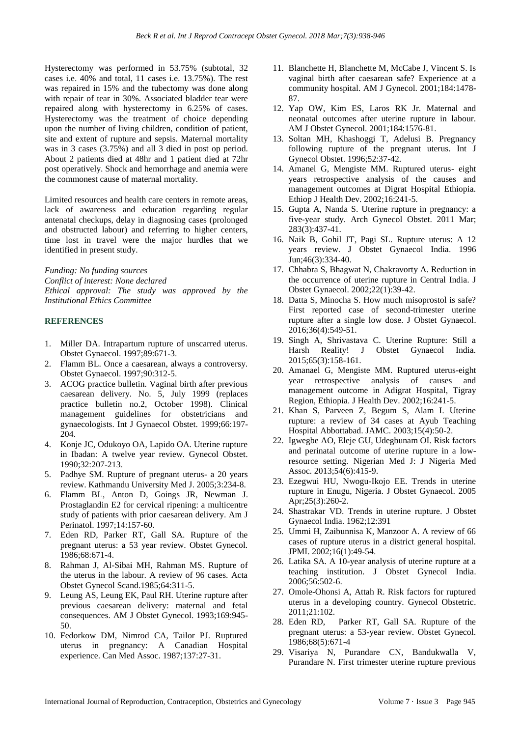Hysterectomy was performed in 53.75% (subtotal, 32 cases i.e. 40% and total, 11 cases i.e. 13.75%). The rest was repaired in 15% and the tubectomy was done along with repair of tear in 30%. Associated bladder tear were repaired along with hysterectomy in 6.25% of cases. Hysterectomy was the treatment of choice depending upon the number of living children, condition of patient, site and extent of rupture and sepsis. Maternal mortality was in 3 cases (3.75%) and all 3 died in post op period. About 2 patients died at 48hr and 1 patient died at 72hr post operatively. Shock and hemorrhage and anemia were the commonest cause of maternal mortality.

Limited resources and health care centers in remote areas, lack of awareness and education regarding regular antenatal checkups, delay in diagnosing cases (prolonged and obstructed labour) and referring to higher centers, time lost in travel were the major hurdles that we identified in present study.

*Funding: No funding sources*
*Conflict of interest: None declared*
*Ethical approval: The study was approved by the Institutional Ethics Committee*

## REFERENCES

1. Miller DA. Intrapartum rupture of unscarred uterus. Obstet Gynaecol. 1997;89:671-3.
2. Flamm BL. Once a caesarean, always a controversy. Obstet Gynaecol. 1997;90:312-5.
3. ACOG practice bulletin. Vaginal birth after previous caesarean delivery. No. 5, July 1999 (replaces practice bulletin no.2, October 1998). Clinical management guidelines for obstetricians and gynaecologists. Int J Gynaecol Obstet. 1999;66:197-204.
4. Konje JC, Odukoyo OA, Lapido OA. Uterine rupture in Ibadan: A twelve year review. Gynecol Obstet. 1990;32:207-213.
5. Padhye SM. Rupture of pregnant uterus- a 20 years review. Kathmandu University Med J. 2005;3:234-8.
6. Flamm BL, Anton D, Goings JR, Newman J. Prostaglandin E2 for cervical ripening: a multicentre study of patients with prior caesarean delivery. Am J Perinatol. 1997;14:157-60.
7. Eden RD, Parker RT, Gall SA. Rupture of the pregnant uterus: a 53 year review. Obstet Gynecol. 1986;68:671-4.
8. Rahman J, Al-Sibai MH, Rahman MS. Rupture of the uterus in the labour. A review of 96 cases. Acta Obstet Gynecol Scand.1985;64:311-5.
9. Leung AS, Leung EK, Paul RH. Uterine rupture after previous caesarean delivery: maternal and fetal consequences. AM J Obstet Gynecol. 1993;169:945-50.
10. Fedorkow DM, Nimrod CA, Tailor PJ. Ruptured uterus in pregnancy: A Canadian Hospital experience. Can Med Assoc. 1987;137:27-31.
11. Blanchette H, Blanchette M, McCabe J, Vincent S. Is vaginal birth after caesarean safe? Experience at a community hospital. AM J Gynecol. 2001;184:1478-87.
12. Yap OW, Kim ES, Laros RK Jr. Maternal and neonatal outcomes after uterine rupture in labour. AM J Obstet Gynecol. 2001;184:1576-81.
13. Soltan MH, Khashoggi T, Adelusi B. Pregnancy following rupture of the pregnant uterus. Int J Gynecol Obstet. 1996;52:37-42.
14. Amanel G, Mengiste MM. Ruptured uterus- eight years retrospective analysis of the causes and management outcomes at Digrat Hospital Ethiopia. Ethiop J Health Dev. 2002;16:241-5.
15. Gupta A, Nanda S. Uterine rupture in pregnancy: a five-year study. Arch Gynecol Obstet. 2011 Mar; 283(3):437-41.
16. Naik B, Gohil JT, Pagi SL. Rupture uterus: A 12 years review. J Obstet Gynaecol India. 1996 Jun;46(3):334-40.
17. Chhabra S, Bhagwat N, Chakravorty A. Reduction in the occurrence of uterine rupture in Central India. J Obstet Gynaecol. 2002;22(1):39-42.
18. Datta S, Minocha S. How much misoprostol is safe? First reported case of second-trimester uterine rupture after a single low dose. J Obstet Gynaecol. 2016;36(4):549-51.
19. Singh A, Shrivastava C. Uterine Rupture: Still a Harsh Reality! J Obstet Gynaecol India. 2015;65(3):158-161.
20. Amanael G, Mengiste MM. Ruptured uterus-eight year retrospective analysis of causes and management outcome in Adigrat Hospital, Tigray Region, Ethiopia. J Health Dev. 2002;16:241-5.
21. Khan S, Parveen Z, Begum S, Alam I. Uterine rupture: a review of 34 cases at Ayub Teaching Hospital Abbottabad. JAMC. 2003;15(4):50-2.
22. Igwegbe AO, Eleje GU, Udegbunam OI. Risk factors and perinatal outcome of uterine rupture in a low-resource setting. Nigerian Med J: J Nigeria Med Assoc. 2013;54(6):415-9.
23. Ezegwui HU, Nwogu-Ikojo EE. Trends in uterine rupture in Enugu, Nigeria. J Obstet Gynaecol. 2005 Apr;25(3):260-2.
24. Shastrakar VD. Trends in uterine rupture. J Obstet Gynaecol India. 1962;12:391
25. Ummi H, Zaibunnisa K, Manzoor A. A review of 66 cases of rupture uterus in a district general hospital. JPMI. 2002;16(1):49-54.
26. Latika SA. A 10-year analysis of uterine rupture at a teaching institution. J Obstet Gynecol India. 2006;56:502-6.
27. Omole-Ohonsi A, Attah R. Risk factors for ruptured uterus in a developing country. Gynecol Obstetric. 2011;21:102.
28. Eden RD, Parker RT, Gall SA. Rupture of the pregnant uterus: a 53-year review. Obstet Gynecol. 1986;68(5):671-4
29. Visariya N, Purandare CN, Bandukwalla V, Purandare N. First trimester uterine rupture previous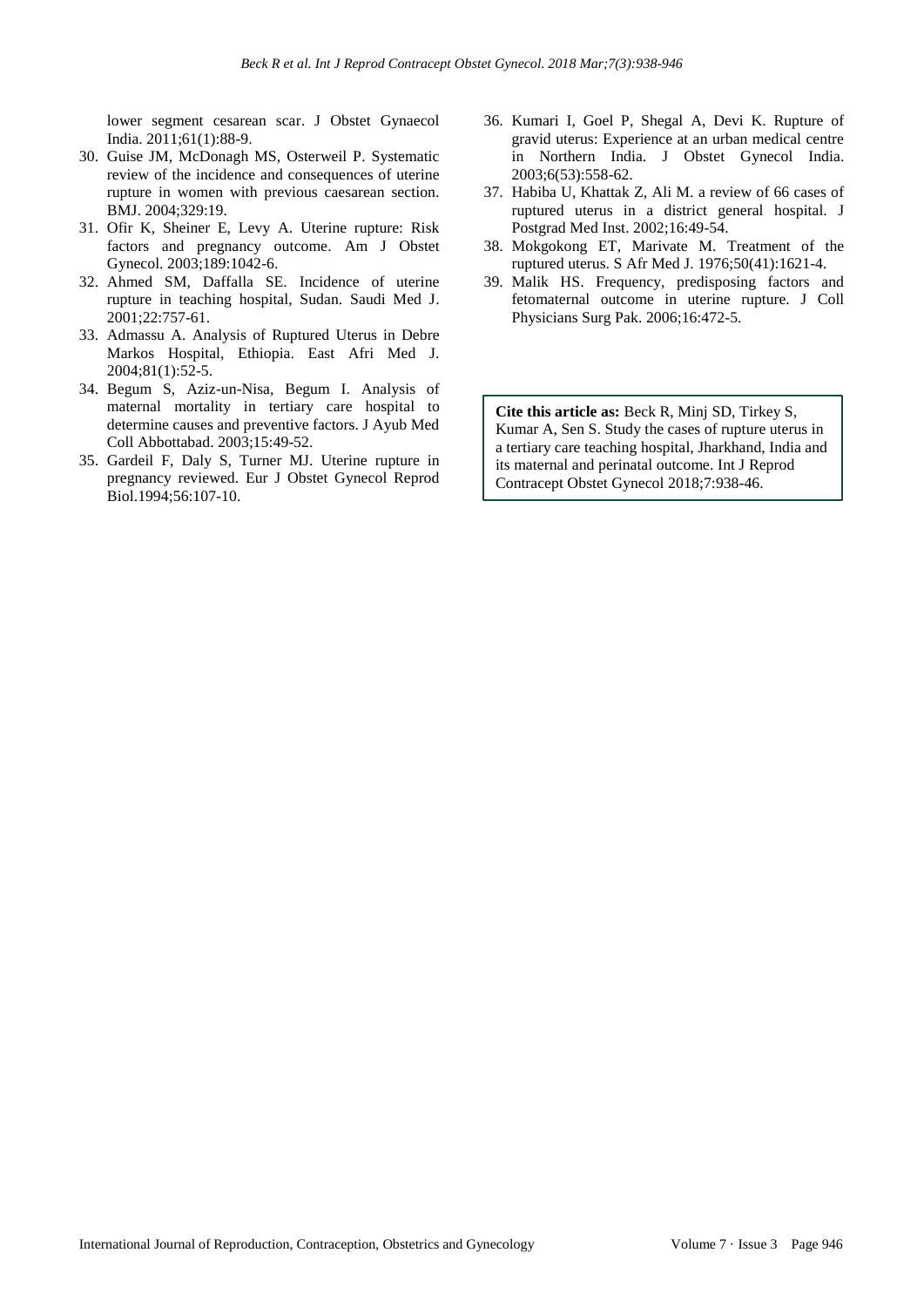lower segment cesarean scar. J Obstet Gynaecol India. 2011;61(1):88-9.

30. Guise JM, McDonagh MS, Osterweil P. Systematic review of the incidence and consequences of uterine rupture in women with previous caesarean section. BMJ. 2004;329:19.
31. Ofir K, Sheiner E, Levy A. Uterine rupture: Risk factors and pregnancy outcome. Am J Obstet Gynecol. 2003;189:1042-6.
32. Ahmed SM, Daffalla SE. Incidence of uterine rupture in teaching hospital, Sudan. Saudi Med J. 2001;22:757-61.
33. Admassu A. Analysis of Ruptured Uterus in Debre Markos Hospital, Ethiopia. East Afri Med J. 2004;81(1):52-5.
34. Begum S, Aziz-un-Nisa, Begum I. Analysis of maternal mortality in tertiary care hospital to determine causes and preventive factors. J Ayub Med Coll Abbottabad. 2003;15:49-52.
35. Gardeil F, Daly S, Turner MJ. Uterine rupture in pregnancy reviewed. Eur J Obstet Gynecol Reprod Biol.1994;56:107-10.
36. Kumari I, Goel P, Shegal A, Devi K. Rupture of gravid uterus: Experience at an urban medical centre in Northern India. J Obstet Gynecol India. 2003;6(53):558-62.
37. Habiba U, Khattak Z, Ali M. a review of 66 cases of ruptured uterus in a district general hospital. J Postgrad Med Inst. 2002;16:49-54.
38. Mokgokong ET, Marivate M. Treatment of the ruptured uterus. S Afr Med J. 1976;50(41):1621-4.
39. Malik HS. Frequency, predisposing factors and fetomaternal outcome in uterine rupture. J Coll Physicians Surg Pak. 2006;16:472-5.

**Cite this article as:** Beck R, Minj SD, Tirkey S, Kumar A, Sen S. Study the cases of rupture uterus in a tertiary care teaching hospital, Jharkhand, India and its maternal and perinatal outcome. Int J Reprod Contracept Obstet Gynecol 2018;7:938-46.